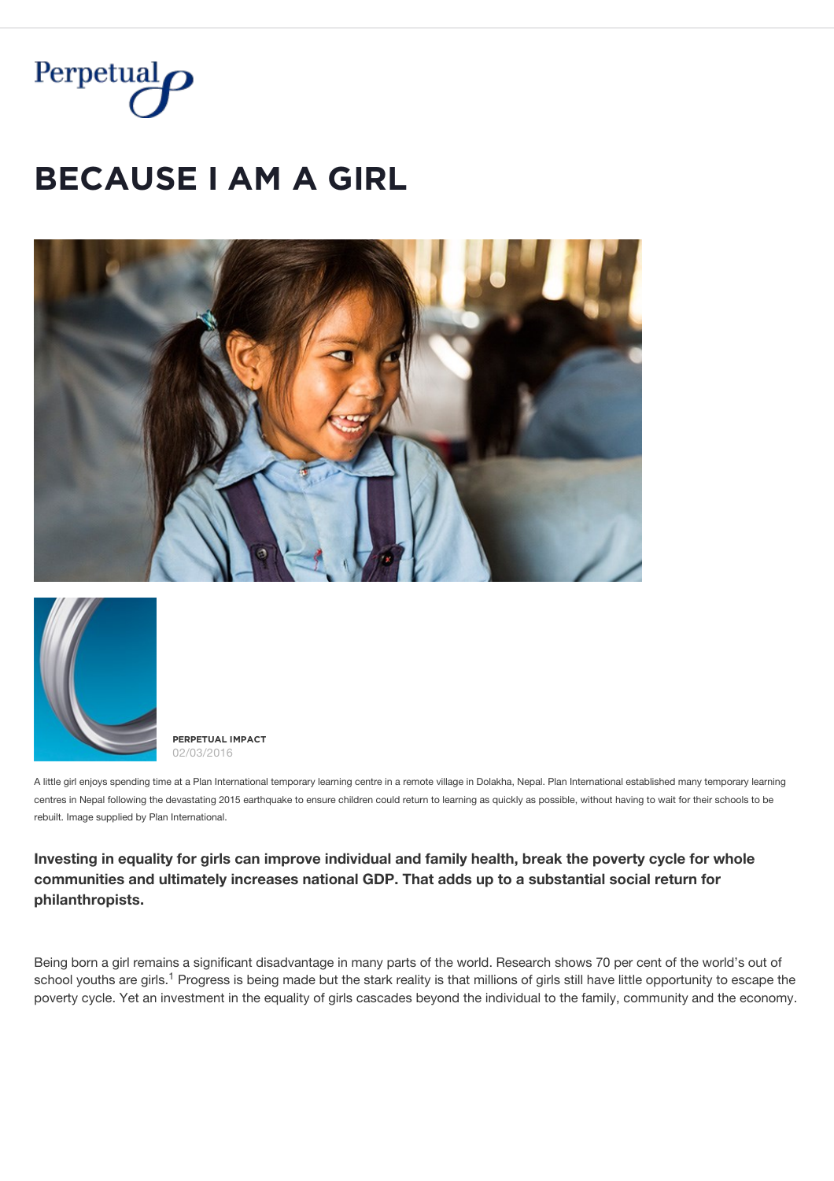# BECAUSE I AM A GIRL

**PERPETUAL IMPACT**
02/03/2016

A little girl enjoys spending time at a Plan International temporary learning centre in a remote village in Dolakha, Nepal. Plan International established many temporary learning centres in Nepal following the devastating 2015 earthquake to ensure children could return to learning as quickly as possible, without having to wait for their schools to be rebuilt. Image supplied by Plan International.

**Investing in equality for girls can improve individual and family health, break the poverty cycle for whole communities and ultimately increases national GDP. That adds up to a substantial social return for philanthropists.**

Being born a girl remains a significant disadvantage in many parts of the world. Research shows 70 per cent of the world's out of school youths are girls.[1] Progress is being made but the stark reality is that millions of girls still have little opportunity to escape the poverty cycle. Yet an investment in the equality of girls cascades beyond the individual to the family, community and the economy.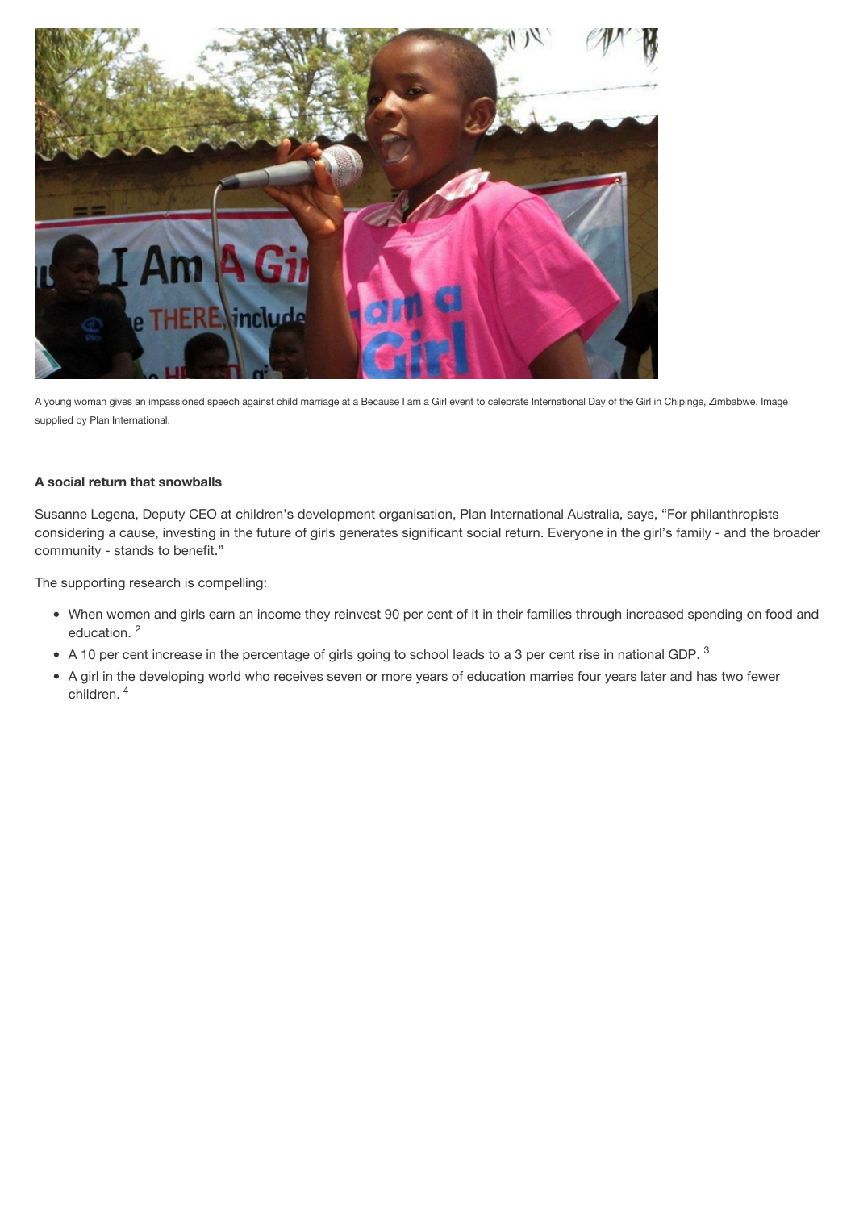A young woman gives an impassioned speech against child marriage at a Because I am a Girl event to celebrate International Day of the Girl in Chipinge, Zimbabwe. Image supplied by Plan International.

**A social return that snowballs**

Susanne Legena, Deputy CEO at children's development organisation, Plan International Australia, says, "For philanthropists considering a cause, investing in the future of girls generates significant social return. Everyone in the girl's family - and the broader community - stands to benefit."

The supporting research is compelling:

- When women and girls earn an income they reinvest 90 per cent of it in their families through increased spending on food and education. [2]
- A 10 per cent increase in the percentage of girls going to school leads to a 3 per cent rise in national GDP. [3]
- A girl in the developing world who receives seven or more years of education marries four years later and has two fewer children. [4]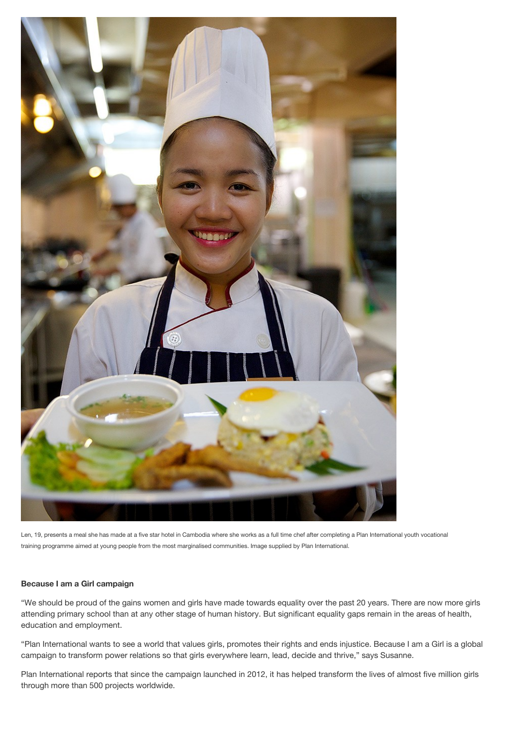Len, 19, presents a meal she has made at a five star hotel in Cambodia where she works as a full time chef after completing a Plan International youth vocational training programme aimed at young people from the most marginalised communities. Image supplied by Plan International.

**Because I am a Girl campaign**

"We should be proud of the gains women and girls have made towards equality over the past 20 years. There are now more girls attending primary school than at any other stage of human history. But significant equality gaps remain in the areas of health, education and employment.

"Plan International wants to see a world that values girls, promotes their rights and ends injustice. Because I am a Girl is a global campaign to transform power relations so that girls everywhere learn, lead, decide and thrive," says Susanne.

Plan International reports that since the campaign launched in 2012, it has helped transform the lives of almost five million girls through more than 500 projects worldwide.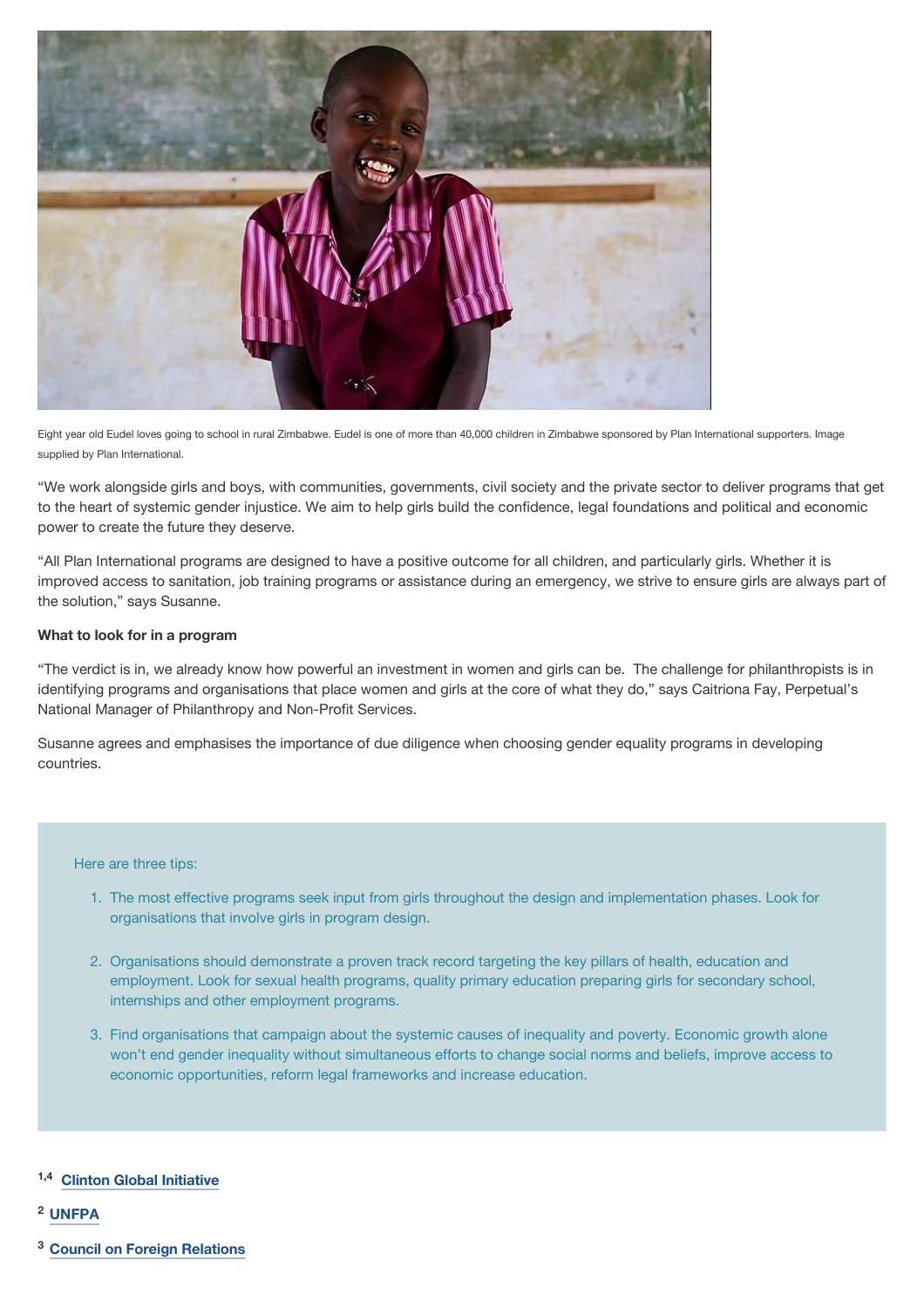Eight year old Eudel loves going to school in rural Zimbabwe. Eudel is one of more than 40,000 children in Zimbabwe sponsored by Plan International supporters. Image supplied by Plan International.

"We work alongside girls and boys, with communities, governments, civil society and the private sector to deliver programs that get to the heart of systemic gender injustice. We aim to help girls build the confidence, legal foundations and political and economic power to create the future they deserve.

"All Plan International programs are designed to have a positive outcome for all children, and particularly girls. Whether it is improved access to sanitation, job training programs or assistance during an emergency, we strive to ensure girls are always part of the solution," says Susanne.

**What to look for in a program**

"The verdict is in, we already know how powerful an investment in women and girls can be. The challenge for philanthropists is in identifying programs and organisations that place women and girls at the core of what they do," says Caitriona Fay, Perpetual's National Manager of Philanthropy and Non-Profit Services.

Susanne agrees and emphasises the importance of due diligence when choosing gender equality programs in developing countries.

Here are three tips:

1. The most effective programs seek input from girls throughout the design and implementation phases. Look for organisations that involve girls in program design.

2. Organisations should demonstrate a proven track record targeting the key pillars of health, education and employment. Look for sexual health programs, quality primary education preparing girls for secondary school, internships and other employment programs.

3. Find organisations that campaign about the systemic causes of inequality and poverty. Economic growth alone won't end gender inequality without simultaneous efforts to change social norms and beliefs, improve access to economic opportunities, reform legal frameworks and increase education.

[1,4] Clinton Global Initiative

[2] UNFPA

[3] Council on Foreign Relations